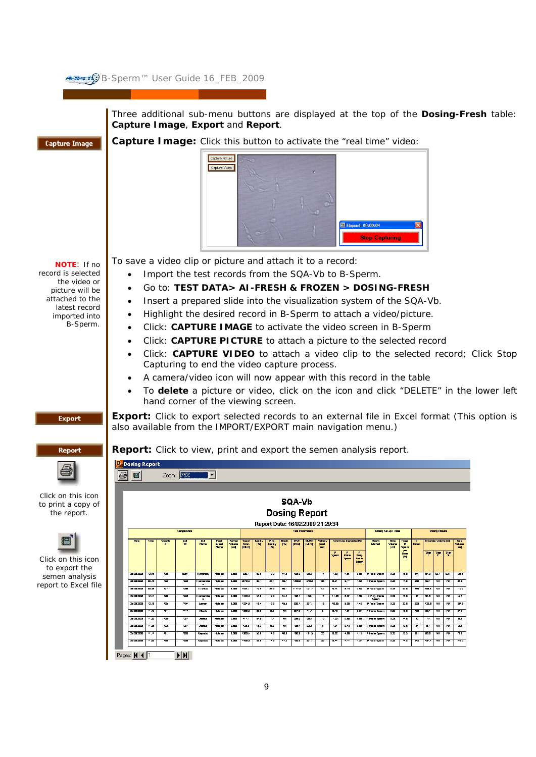Three additional sub-menu buttons are displayed at the top of the **Dosing-Fresh** table: **Capture Image**, **Export** and **Report**.

**Capture Image:** Click this button to activate the "real time" video:

To save a video clip or picture and attach it to a record:

- Import the test records from the SQA-Vb to B-Sperm.
- Go to: **TEST DATA> AI-FRESH & FROZEN > DOSING-FRESH**
- Insert a prepared slide into the visualization system of the SQA-Vb.
- Highlight the desired record in B-Sperm to attach a video/picture.
- Click: **CAPTURE IMAGE** to activate the video screen in B-Sperm
- Click: **CAPTURE PICTURE** to attach a picture to the selected record
- Click: **CAPTURE VIDEO** to attach a video clip to the selected record; Click Stop Capturing to end the video capture process.
- A camera/video icon will now appear with this record in the table
- To **delete** a picture or video, click on the icon and click "DELETE" in the lower left hand corner of the viewing screen.

**NOTE**: If no record is selected the video or picture will be attached to the latest record imported into B-Sperm.

**Export:** Click to export selected records to an external file in Excel format (This option is also available from the IMPORT/EXPORT main navigation menu.)

**Report:** Click to view, print and export the semen analysis report.

Click on this icon to print a copy of the report.

Click on this icon to export the semen analysis report to Excel file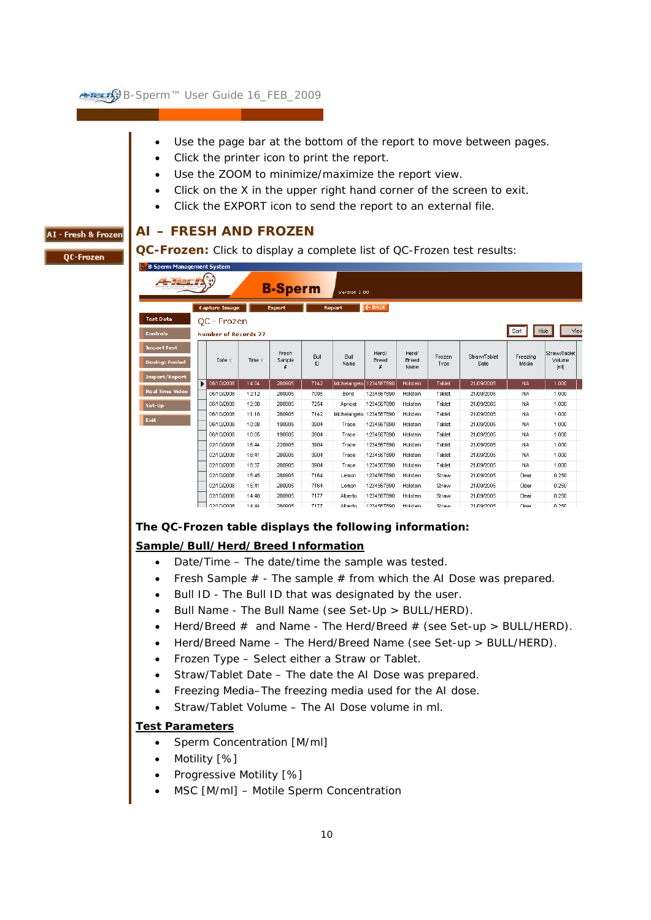- Use the page bar at the bottom of the report to move between pages.
- Click the printer icon to print the report.
- Use the ZOOM to minimize/maximize the report view.
- Click on the X in the upper right hand corner of the screen to exit.
- Click the EXPORT icon to send the report to an external file.

AI - Fresh & Frozen

QC-Frozen

## AI – FRESH AND FROZEN

**QC-Frozen:** Click to display a complete list of QC-Frozen test results:

B-Sperm Management System

B-Sperm Version 1.00

Capture Image | Export | Report | BACK

Test Data
Controls
Import Test
Dosing: Pooled
Import/Export
Real Time Video
Set-Up
Exit

QC - Frozen

Number of Records 77

Sort | Hide | View

| Date | Time | Fresh Sample # | Bull ID | Bull Name | Herd/ Breed # | Herd/ Breed Name | Frozen Type | Straw/Tablet Date | Freezing Media | Straw/Tablet Volume [ml] |
|---|---|---|---|---|---|---|---|---|---|---|
| 06/10/2008 | 14:04 | 280905 | 7142 | Michelangelo | 1234567890 | Holstein | Tablet | 21/09/2005 | NA | 1.000 |
| 06/10/2008 | 12:12 | 280905 | 7095 | Boris | 1234567890 | Holstein | Tablet | 21/09/2005 | NA | 1.000 |
| 06/10/2008 | 12:08 | 280905 | 7254 | Apricot | 1234567890 | Holstein | Tablet | 21/09/2005 | NA | 1.000 |
| 06/10/2008 | 11:18 | 280905 | 7142 | Michelangelo | 1234567890 | Holstein | Tablet | 21/09/2005 | NA | 1.000 |
| 06/10/2008 | 10:08 | 190905 | 3904 | Trace | 1234567890 | Holstein | Tablet | 21/09/2005 | NA | 1.000 |
| 06/10/2008 | 10:05 | 190905 | 3904 | Trace | 1234567890 | Holstein | Tablet | 21/09/2005 | NA | 1.000 |
| 02/10/2008 | 16:44 | 220905 | 3904 | Trace | 1234567890 | Holstein | Tablet | 21/09/2005 | NA | 1.000 |
| 02/10/2008 | 16:41 | 280905 | 3904 | Trace | 1234567890 | Holstein | Tablet | 21/09/2005 | NA | 1.000 |
| 02/10/2008 | 16:37 | 280905 | 3904 | Trace | 1234567890 | Holstein | Tablet | 21/09/2005 | NA | 1.000 |
| 02/10/2008 | 15:45 | 280905 | 7164 | Lemon | 1234567890 | Holstein | Straw | 21/09/2005 | Clear | 0.250 |
| 02/10/2008 | 15:41 | 280905 | 7164 | Lemon | 1234567890 | Holstein | Straw | 21/09/2005 | Clear | 0.250 |
| 02/10/2008 | 14:48 | 280905 | 7177 | Alberto | 1234567890 | Holstein | Straw | 21/09/2005 | Clear | 0.250 |
| 02/10/2008 | 14:44 | 280905 | 7177 | Alberto | 1234567890 | Holstein | Straw | 21/09/2005 | Clear | 0.250 |

**The QC-Frozen table displays the following information:**

**Sample/Bull/Herd/Breed Information**

- Date/Time – The date/time the sample was tested.
- Fresh Sample # - The sample # from which the AI Dose was prepared.
- Bull ID - The Bull ID that was designated by the user.
- Bull Name - The Bull Name (see Set-Up > BULL/HERD).
- Herd/Breed # and Name - The Herd/Breed # (see Set-up > BULL/HERD).
- Herd/Breed Name – The Herd/Breed Name (see Set-up > BULL/HERD).
- Frozen Type – Select either a Straw or Tablet.
- Straw/Tablet Date – The date the AI Dose was prepared.
- Freezing Media–The freezing media used for the AI dose.
- Straw/Tablet Volume – The AI Dose volume in ml.

**Test Parameters**

- Sperm Concentration [M/ml]
- Motility [%]
- Progressive Motility [%]
- MSC [M/ml] – Motile Sperm Concentration